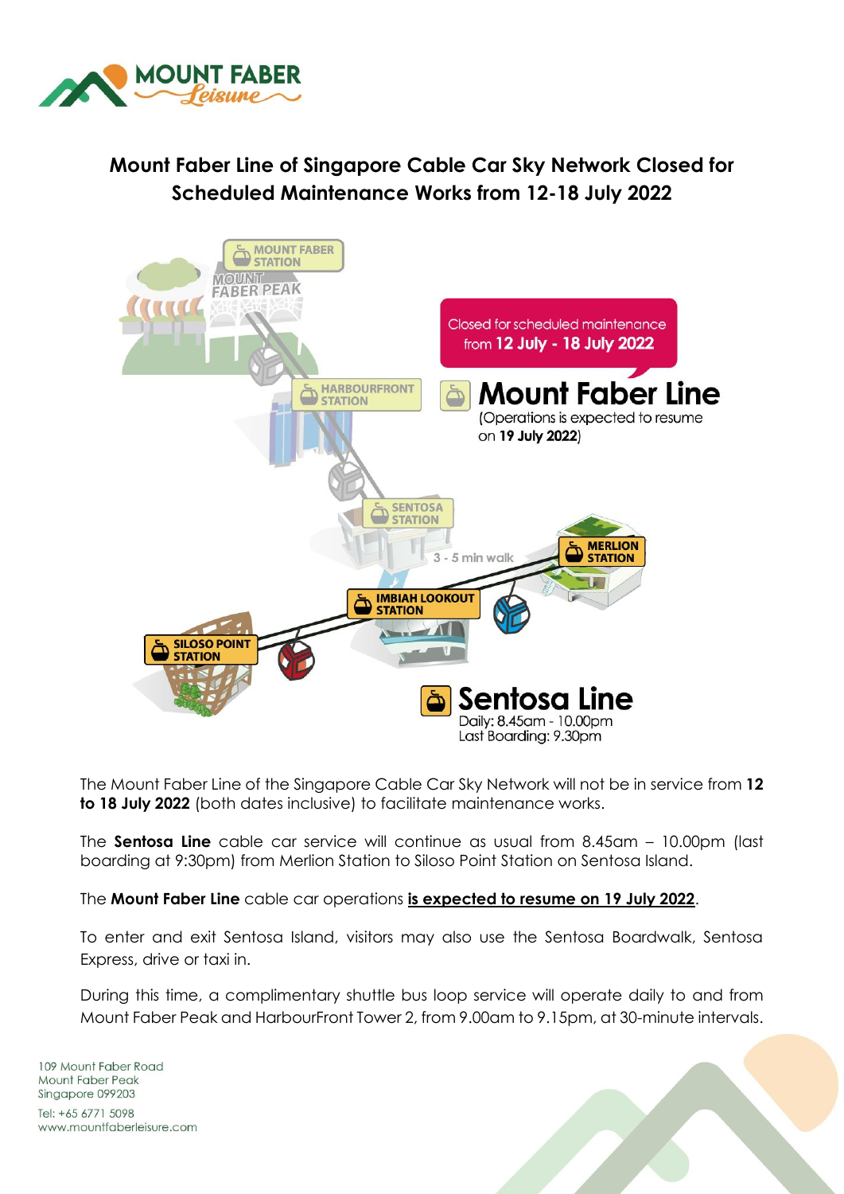# Mount Faber Line of Singapore Cable Car Sky Network Closed for Scheduled Maintenance Works from 12-18 July 2022

MOUNT FABER STATION

MOUNT FABER PEAK

HARBOURFRONT STATION

SENTOSA STATION

Closed for scheduled maintenance from **12 July - 18 July 2022**

**Mount Faber Line**

(Operations is expected to resume on **19 July 2022**)

3 - 5 min walk

MERLION STATION

IMBIAH LOOKOUT STATION

SILOSO POINT STATION

**Sentosa Line**

Daily: 8.45am - 10.00pm
Last Boarding: 9.30pm

The Mount Faber Line of the Singapore Cable Car Sky Network will not be in service from **12 to 18 July 2022** (both dates inclusive) to facilitate maintenance works.

The **Sentosa Line** cable car service will continue as usual from 8.45am – 10.00pm (last boarding at 9:30pm) from Merlion Station to Siloso Point Station on Sentosa Island.

The **Mount Faber Line** cable car operations **is expected to resume on 19 July 2022**.

To enter and exit Sentosa Island, visitors may also use the Sentosa Boardwalk, Sentosa Express, drive or taxi in.

During this time, a complimentary shuttle bus loop service will operate daily to and from Mount Faber Peak and HarbourFront Tower 2, from 9.00am to 9.15pm, at 30-minute intervals.

109 Mount Faber Road
Mount Faber Peak
Singapore 099203
Tel: +65 6771 5098
www.mountfaberleisure.com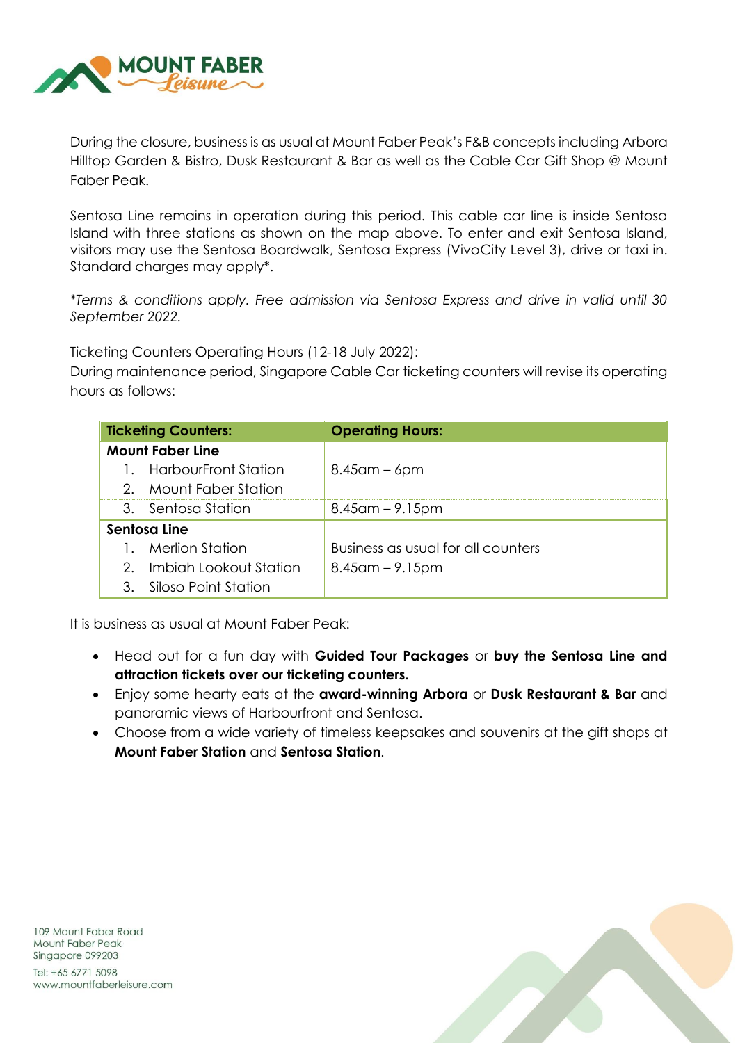During the closure, business is as usual at Mount Faber Peak's F&B concepts including Arbora Hilltop Garden & Bistro, Dusk Restaurant & Bar as well as the Cable Car Gift Shop @ Mount Faber Peak.

Sentosa Line remains in operation during this period. This cable car line is inside Sentosa Island with three stations as shown on the map above. To enter and exit Sentosa Island, visitors may use the Sentosa Boardwalk, Sentosa Express (VivoCity Level 3), drive or taxi in. Standard charges may apply*.

*\*Terms & conditions apply. Free admission via Sentosa Express and drive in valid until 30 September 2022.*

<u>Ticketing Counters Operating Hours (12-18 July 2022):</u>
During maintenance period, Singapore Cable Car ticketing counters will revise its operating hours as follows:

| Ticketing Counters: | Operating Hours: |
|---|---|
| **Mount Faber Line** | |
| 1. HarbourFront Station<br>2. Mount Faber Station | 8.45am – 6pm |
| 3. Sentosa Station | 8.45am – 9.15pm |
| **Sentosa Line** | |
| 1. Merlion Station<br>2. Imbiah Lookout Station<br>3. Siloso Point Station | Business as usual for all counters<br>8.45am – 9.15pm |

It is business as usual at Mount Faber Peak:

- Head out for a fun day with **Guided Tour Packages** or **buy the Sentosa Line and attraction tickets over our ticketing counters.**
- Enjoy some hearty eats at the **award-winning Arbora** or **Dusk Restaurant & Bar** and panoramic views of Harbourfront and Sentosa.
- Choose from a wide variety of timeless keepsakes and souvenirs at the gift shops at **Mount Faber Station** and **Sentosa Station**.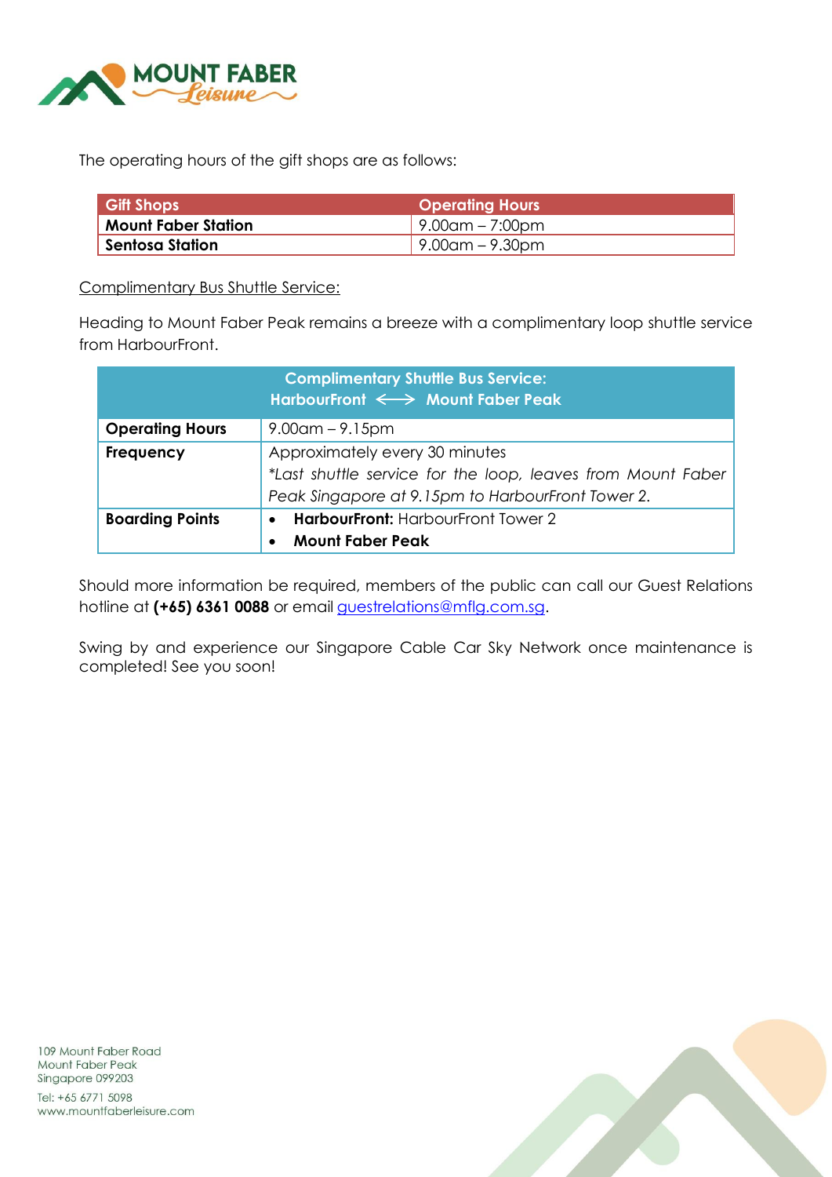The operating hours of the gift shops are as follows:

| Gift Shops | Operating Hours |
| --- | --- |
| **Mount Faber Station** | 9.00am – 7:00pm |
| **Sentosa Station** | 9.00am – 9.30pm |

Complimentary Bus Shuttle Service:

Heading to Mount Faber Peak remains a breeze with a complimentary loop shuttle service from HarbourFront.

| Complimentary Shuttle Bus Service: HarbourFront ⟷ Mount Faber Peak | |
| --- | --- |
| **Operating Hours** | 9.00am – 9.15pm |
| **Frequency** | Approximately every 30 minutes *\*Last shuttle service for the loop, leaves from Mount Faber Peak Singapore at 9.15pm to HarbourFront Tower 2.* |
| **Boarding Points** | • **HarbourFront:** HarbourFront Tower 2 • **Mount Faber Peak** |

Should more information be required, members of the public can call our Guest Relations hotline at **(+65) 6361 0088** or email guestrelations@mflg.com.sg.

Swing by and experience our Singapore Cable Car Sky Network once maintenance is completed! See you soon!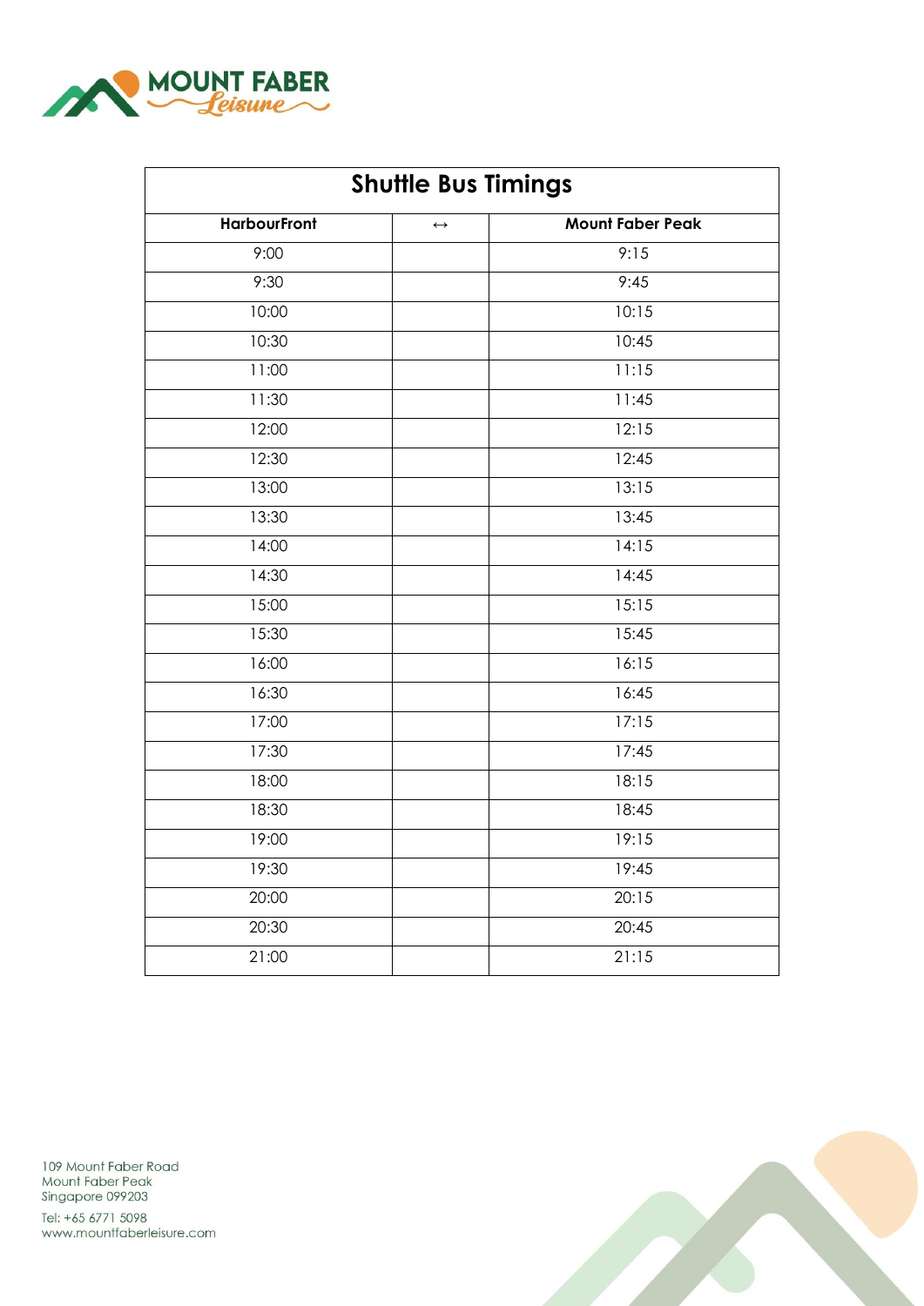MOUNT FABER *Leisure*

| Shuttle Bus Timings | | |
|---|---|---|
| **HarbourFront** | ↔ | **Mount Faber Peak** |
| 9:00 | | 9:15 |
| 9:30 | | 9:45 |
| 10:00 | | 10:15 |
| 10:30 | | 10:45 |
| 11:00 | | 11:15 |
| 11:30 | | 11:45 |
| 12:00 | | 12:15 |
| 12:30 | | 12:45 |
| 13:00 | | 13:15 |
| 13:30 | | 13:45 |
| 14:00 | | 14:15 |
| 14:30 | | 14:45 |
| 15:00 | | 15:15 |
| 15:30 | | 15:45 |
| 16:00 | | 16:15 |
| 16:30 | | 16:45 |
| 17:00 | | 17:15 |
| 17:30 | | 17:45 |
| 18:00 | | 18:15 |
| 18:30 | | 18:45 |
| 19:00 | | 19:15 |
| 19:30 | | 19:45 |
| 20:00 | | 20:15 |
| 20:30 | | 20:45 |
| 21:00 | | 21:15 |

109 Mount Faber Road
Mount Faber Peak
Singapore 099203

Tel: +65 6771 5098
www.mountfaberleisure.com